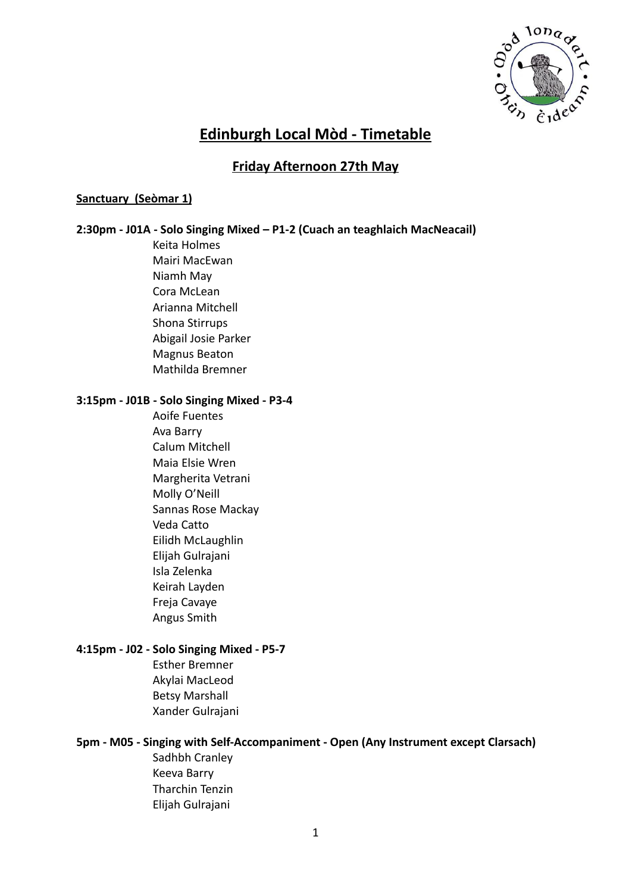# Edinburgh Local Mòd - Timetable

## Friday Afternoon 27th May

### Sanctuary (Seòmar 1)

**2:30pm - J01A - Solo Singing Mixed – P1-2 (Cuach an teaghlaich MacNeacail)**

- Keita Holmes
- Mairi MacEwan
- Niamh May
- Cora McLean
- Arianna Mitchell
- Shona Stirrups
- Abigail Josie Parker
- Magnus Beaton
- Mathilda Bremner

**3:15pm - J01B - Solo Singing Mixed - P3-4**

- Aoife Fuentes
- Ava Barry
- Calum Mitchell
- Maia Elsie Wren
- Margherita Vetrani
- Molly O'Neill
- Sannas Rose Mackay
- Veda Catto
- Eilidh McLaughlin
- Elijah Gulrajani
- Isla Zelenka
- Keirah Layden
- Freja Cavaye
- Angus Smith

**4:15pm - J02 - Solo Singing Mixed - P5-7**

- Esther Bremner
- Akylai MacLeod
- Betsy Marshall
- Xander Gulrajani

**5pm - M05 - Singing with Self-Accompaniment - Open (Any Instrument except Clarsach)**

- Sadhbh Cranley
- Keeva Barry
- Tharchin Tenzin
- Elijah Gulrajani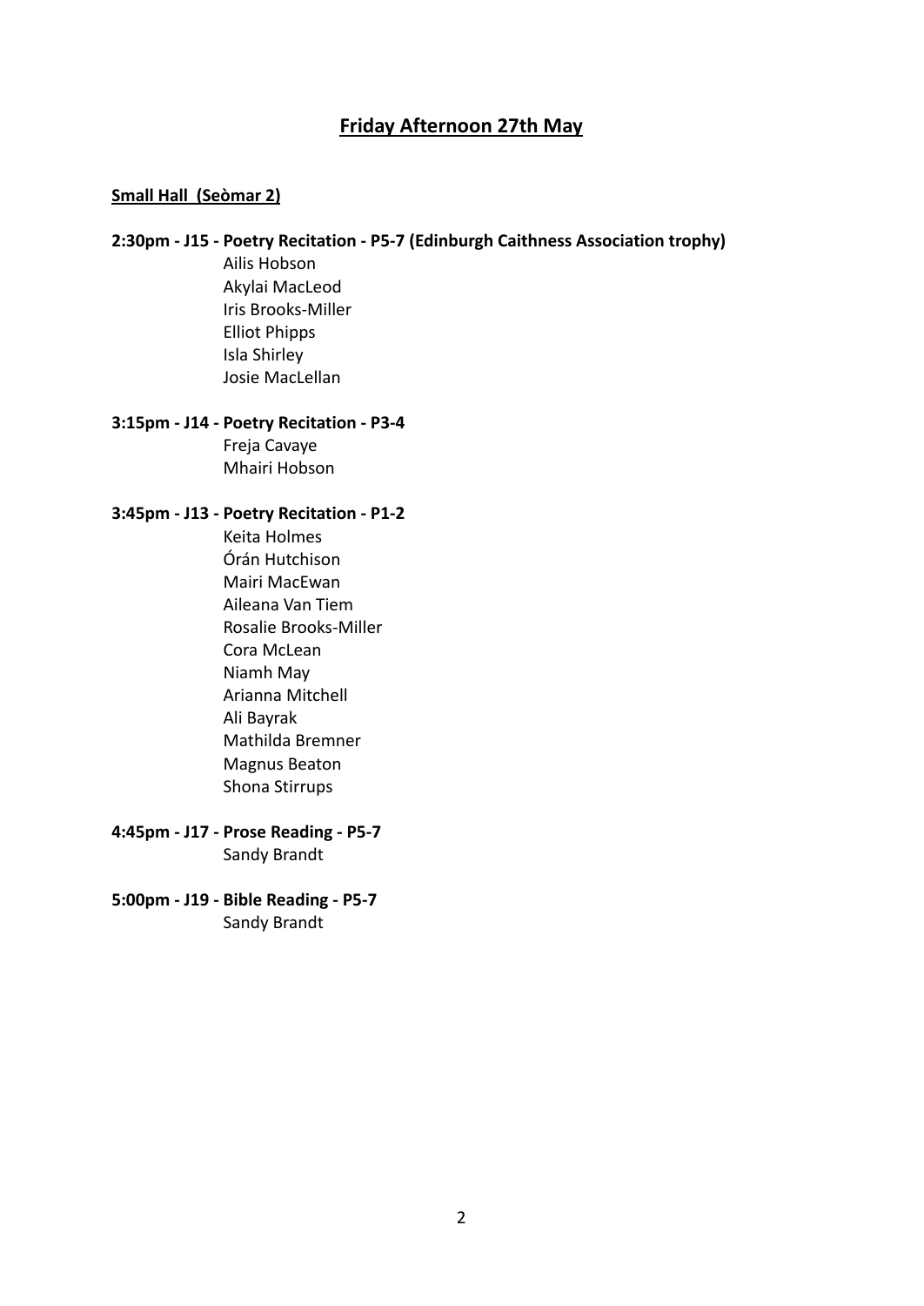## Friday Afternoon 27th May

### Small Hall (Seòmar 2)

**2:30pm - J15 - Poetry Recitation - P5-7 (Edinburgh Caithness Association trophy)**

Ailis Hobson
Akylai MacLeod
Iris Brooks-Miller
Elliot Phipps
Isla Shirley
Josie MacLellan

**3:15pm - J14 - Poetry Recitation - P3-4**

Freja Cavaye
Mhairi Hobson

**3:45pm - J13 - Poetry Recitation - P1-2**

Keita Holmes
Órán Hutchison
Mairi MacEwan
Aileana Van Tiem
Rosalie Brooks-Miller
Cora McLean
Niamh May
Arianna Mitchell
Ali Bayrak
Mathilda Bremner
Magnus Beaton
Shona Stirrups

**4:45pm - J17 - Prose Reading - P5-7**

Sandy Brandt

**5:00pm - J19 - Bible Reading - P5-7**

Sandy Brandt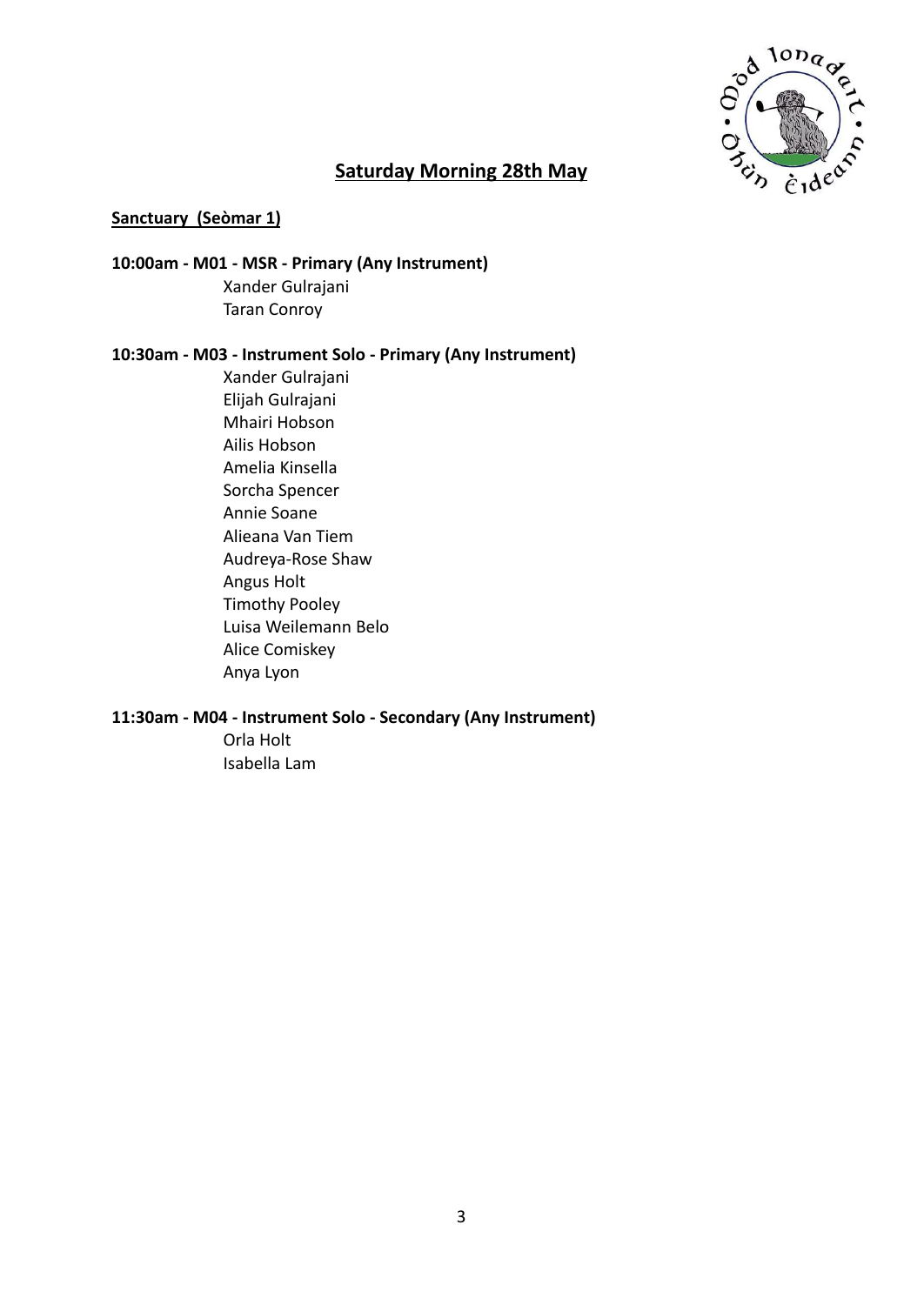## Saturday Morning 28th May

**Sanctuary (Seòmar 1)**

**10:00am - M01 - MSR - Primary (Any Instrument)**

Xander Gulrajani
Taran Conroy

**10:30am - M03 - Instrument Solo - Primary (Any Instrument)**

Xander Gulrajani
Elijah Gulrajani
Mhairi Hobson
Ailis Hobson
Amelia Kinsella
Sorcha Spencer
Annie Soane
Alieana Van Tiem
Audreya-Rose Shaw
Angus Holt
Timothy Pooley
Luisa Weilemann Belo
Alice Comiskey
Anya Lyon

**11:30am - M04 - Instrument Solo - Secondary (Any Instrument)**

Orla Holt
Isabella Lam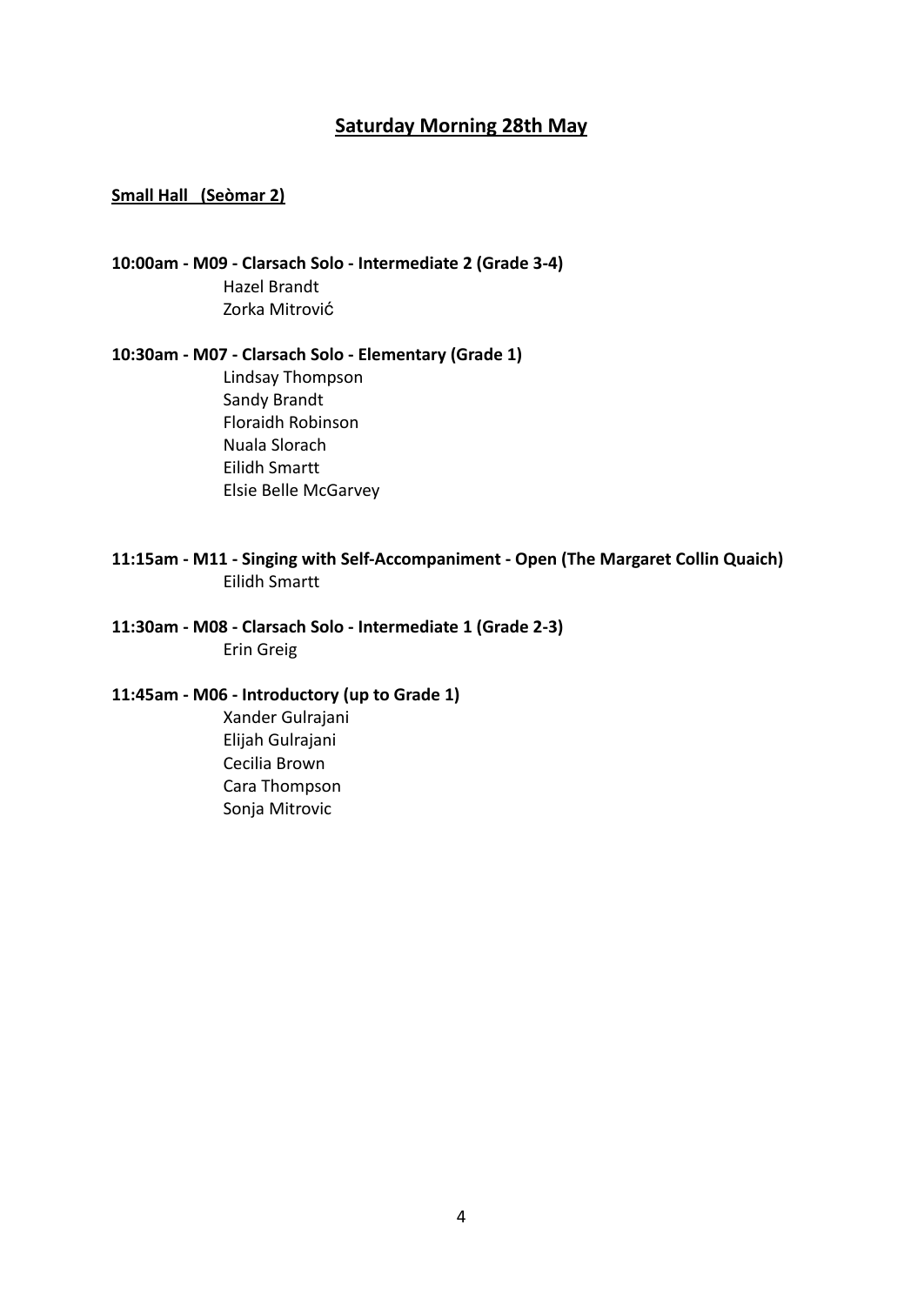## Saturday Morning 28th May

**Small Hall (Seòmar 2)**

**10:00am - M09 - Clarsach Solo - Intermediate 2 (Grade 3-4)**

Hazel Brandt
Zorka Mitrović

**10:30am - M07 - Clarsach Solo - Elementary (Grade 1)**

Lindsay Thompson
Sandy Brandt
Floraidh Robinson
Nuala Slorach
Eilidh Smartt
Elsie Belle McGarvey

**11:15am - M11 - Singing with Self-Accompaniment - Open (The Margaret Collin Quaich)**

Eilidh Smartt

**11:30am - M08 - Clarsach Solo - Intermediate 1 (Grade 2-3)**

Erin Greig

**11:45am - M06 - Introductory (up to Grade 1)**

Xander Gulrajani
Elijah Gulrajani
Cecilia Brown
Cara Thompson
Sonja Mitrovic